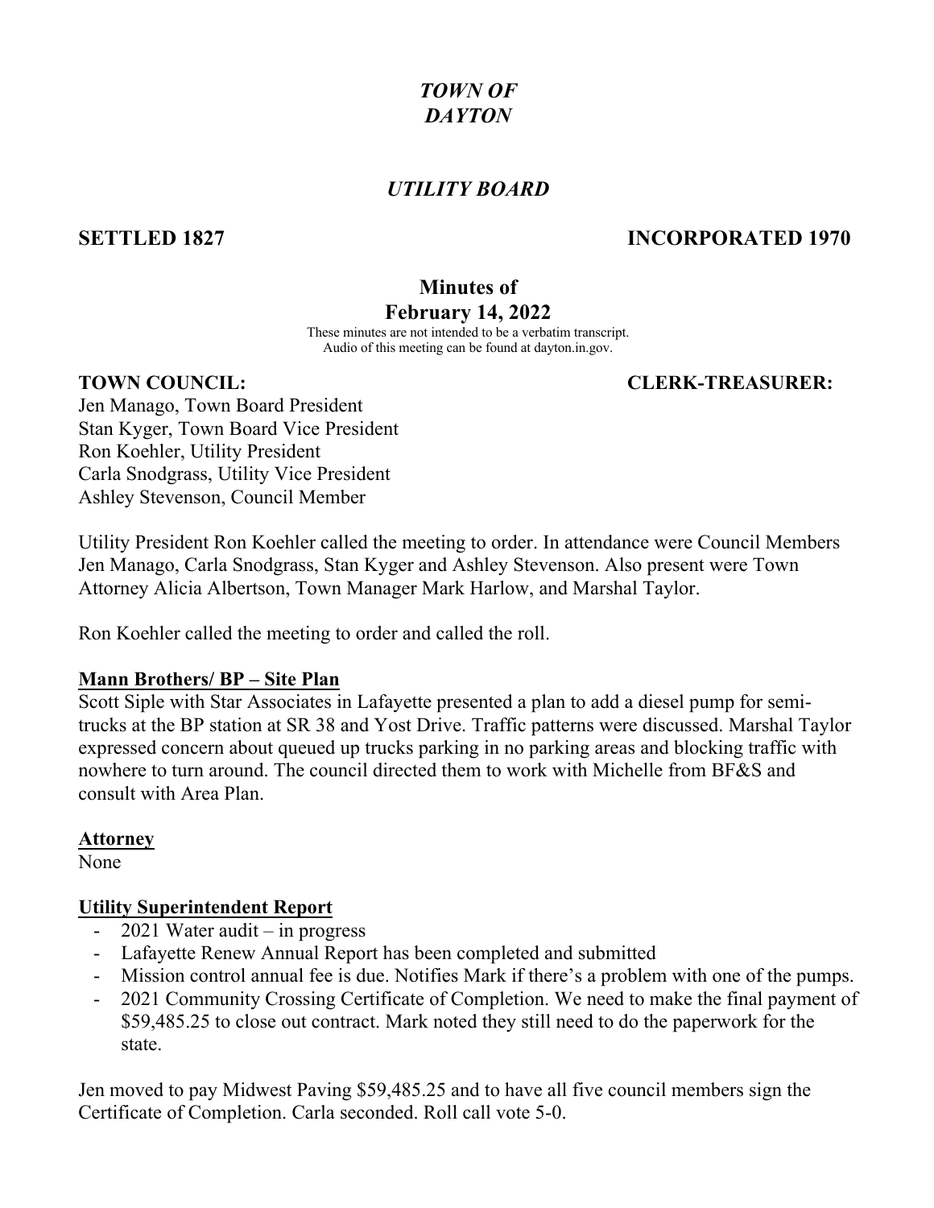# *TOWN OF DAYTON*

## *UTILITY BOARD*

**SETTLED 1827** **INCORPORATED 1970**

### Minutes of February 14, 2022

These minutes are not intended to be a verbatim transcript.
Audio of this meeting can be found at dayton.in.gov.

**TOWN COUNCIL:** **CLERK-TREASURER:**

Jen Manago, Town Board President
Stan Kyger, Town Board Vice President
Ron Koehler, Utility President
Carla Snodgrass, Utility Vice President
Ashley Stevenson, Council Member

Utility President Ron Koehler called the meeting to order. In attendance were Council Members Jen Manago, Carla Snodgrass, Stan Kyger and Ashley Stevenson. Also present were Town Attorney Alicia Albertson, Town Manager Mark Harlow, and Marshal Taylor.

Ron Koehler called the meeting to order and called the roll.

**Mann Brothers/ BP – Site Plan**

Scott Siple with Star Associates in Lafayette presented a plan to add a diesel pump for semi-trucks at the BP station at SR 38 and Yost Drive. Traffic patterns were discussed. Marshal Taylor expressed concern about queued up trucks parking in no parking areas and blocking traffic with nowhere to turn around. The council directed them to work with Michelle from BF&S and consult with Area Plan.

**Attorney**

None

**Utility Superintendent Report**

- 2021 Water audit – in progress
- Lafayette Renew Annual Report has been completed and submitted
- Mission control annual fee is due. Notifies Mark if there's a problem with one of the pumps.
- 2021 Community Crossing Certificate of Completion. We need to make the final payment of $59,485.25 to close out contract. Mark noted they still need to do the paperwork for the state.

Jen moved to pay Midwest Paving $59,485.25 and to have all five council members sign the Certificate of Completion. Carla seconded. Roll call vote 5-0.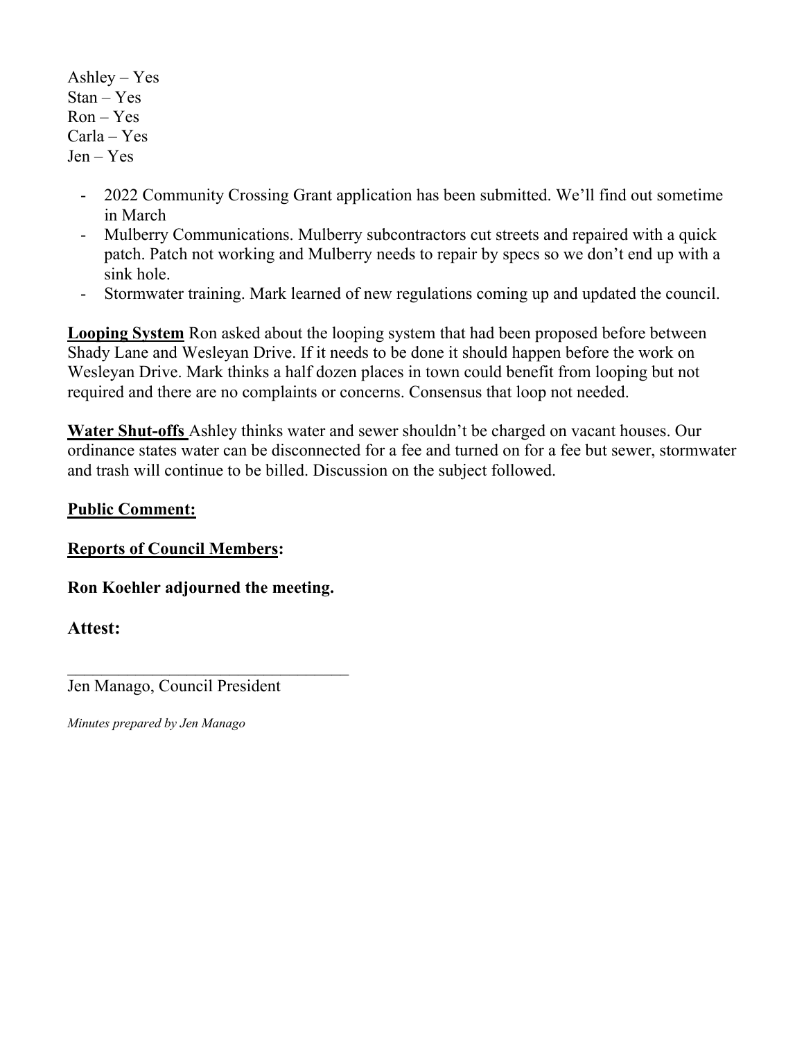Ashley – Yes
Stan – Yes
Ron – Yes
Carla – Yes
Jen – Yes

- 2022 Community Crossing Grant application has been submitted. We'll find out sometime in March
- Mulberry Communications. Mulberry subcontractors cut streets and repaired with a quick patch. Patch not working and Mulberry needs to repair by specs so we don't end up with a sink hole.
- Stormwater training. Mark learned of new regulations coming up and updated the council.

**Looping System** Ron asked about the looping system that had been proposed before between Shady Lane and Wesleyan Drive. If it needs to be done it should happen before the work on Wesleyan Drive. Mark thinks a half dozen places in town could benefit from looping but not required and there are no complaints or concerns. Consensus that loop not needed.

**Water Shut-offs** Ashley thinks water and sewer shouldn't be charged on vacant houses. Our ordinance states water can be disconnected for a fee and turned on for a fee but sewer, stormwater and trash will continue to be billed. Discussion on the subject followed.

**Public Comment:**

**Reports of Council Members:**

**Ron Koehler adjourned the meeting.**

**Attest:**

\_\_\_\_\_\_\_\_\_\_\_\_\_\_\_\_\_\_\_\_\_\_\_\_\_\_\_\_\_\_\_\_\_\_
Jen Manago, Council President

*Minutes prepared by Jen Manago*